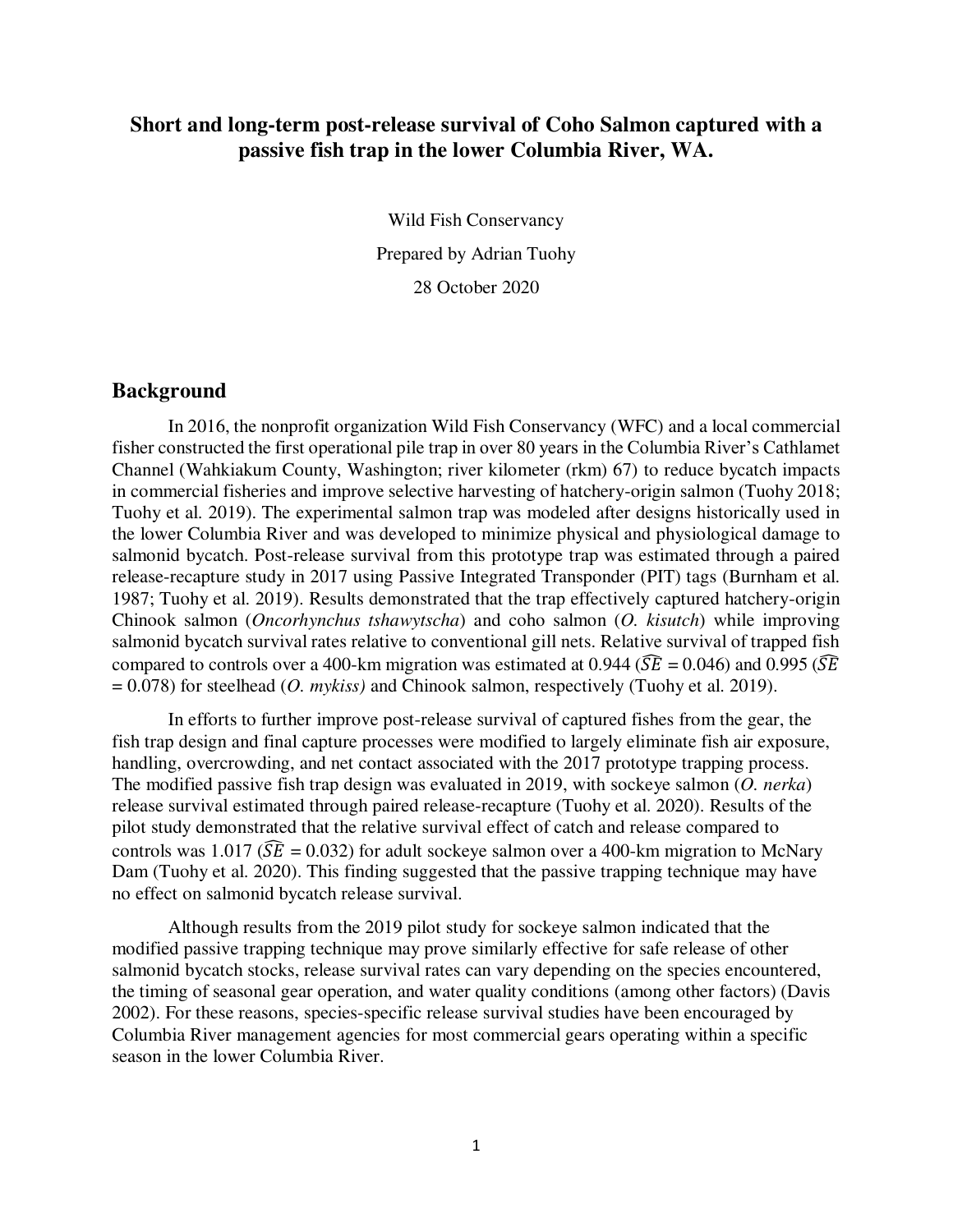# Short and long-term post-release survival of Coho Salmon captured with a passive fish trap in the lower Columbia River, WA.

Wild Fish Conservancy

Prepared by Adrian Tuohy

28 October 2020

## Background

In 2016, the nonprofit organization Wild Fish Conservancy (WFC) and a local commercial fisher constructed the first operational pile trap in over 80 years in the Columbia River's Cathlamet Channel (Wahkiakum County, Washington; river kilometer (rkm) 67) to reduce bycatch impacts in commercial fisheries and improve selective harvesting of hatchery-origin salmon (Tuohy 2018; Tuohy et al. 2019). The experimental salmon trap was modeled after designs historically used in the lower Columbia River and was developed to minimize physical and physiological damage to salmonid bycatch. Post-release survival from this prototype trap was estimated through a paired release-recapture study in 2017 using Passive Integrated Transponder (PIT) tags (Burnham et al. 1987; Tuohy et al. 2019). Results demonstrated that the trap effectively captured hatchery-origin Chinook salmon (*Oncorhynchus tshawytscha*) and coho salmon (*O. kisutch*) while improving salmonid bycatch survival rates relative to conventional gill nets. Relative survival of trapped fish compared to controls over a 400-km migration was estimated at 0.944 ($\widehat{SE}$ = 0.046) and 0.995 ($\widehat{SE}$ = 0.078) for steelhead (*O. mykiss)* and Chinook salmon, respectively (Tuohy et al. 2019).

In efforts to further improve post-release survival of captured fishes from the gear, the fish trap design and final capture processes were modified to largely eliminate fish air exposure, handling, overcrowding, and net contact associated with the 2017 prototype trapping process. The modified passive fish trap design was evaluated in 2019, with sockeye salmon (*O. nerka*) release survival estimated through paired release-recapture (Tuohy et al. 2020). Results of the pilot study demonstrated that the relative survival effect of catch and release compared to controls was 1.017 ($\widehat{SE}$ = 0.032) for adult sockeye salmon over a 400-km migration to McNary Dam (Tuohy et al. 2020). This finding suggested that the passive trapping technique may have no effect on salmonid bycatch release survival.

Although results from the 2019 pilot study for sockeye salmon indicated that the modified passive trapping technique may prove similarly effective for safe release of other salmonid bycatch stocks, release survival rates can vary depending on the species encountered, the timing of seasonal gear operation, and water quality conditions (among other factors) (Davis 2002). For these reasons, species-specific release survival studies have been encouraged by Columbia River management agencies for most commercial gears operating within a specific season in the lower Columbia River.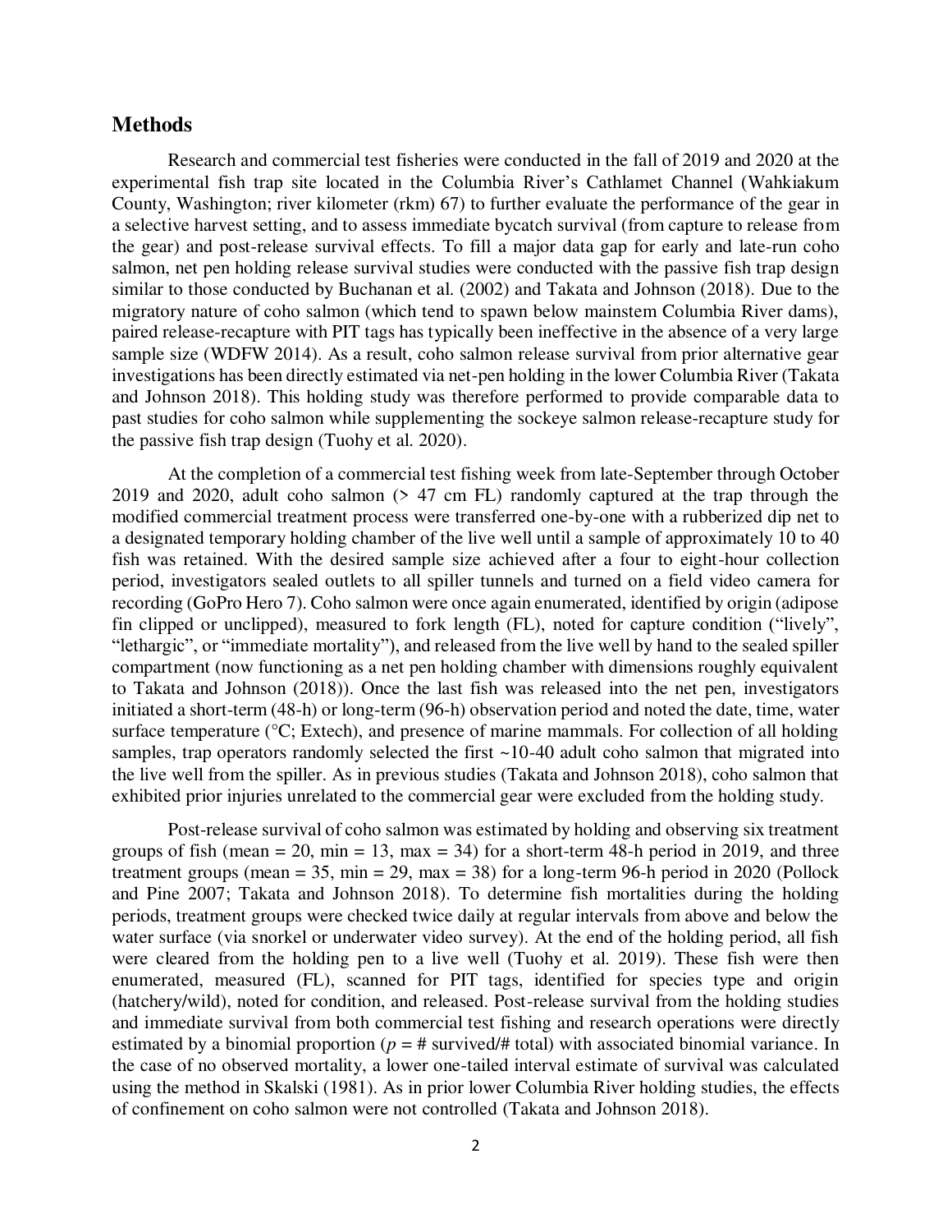## Methods

Research and commercial test fisheries were conducted in the fall of 2019 and 2020 at the experimental fish trap site located in the Columbia River's Cathlamet Channel (Wahkiakum County, Washington; river kilometer (rkm) 67) to further evaluate the performance of the gear in a selective harvest setting, and to assess immediate bycatch survival (from capture to release from the gear) and post-release survival effects. To fill a major data gap for early and late-run coho salmon, net pen holding release survival studies were conducted with the passive fish trap design similar to those conducted by Buchanan et al. (2002) and Takata and Johnson (2018). Due to the migratory nature of coho salmon (which tend to spawn below mainstem Columbia River dams), paired release-recapture with PIT tags has typically been ineffective in the absence of a very large sample size (WDFW 2014). As a result, coho salmon release survival from prior alternative gear investigations has been directly estimated via net-pen holding in the lower Columbia River (Takata and Johnson 2018). This holding study was therefore performed to provide comparable data to past studies for coho salmon while supplementing the sockeye salmon release-recapture study for the passive fish trap design (Tuohy et al. 2020).

At the completion of a commercial test fishing week from late-September through October 2019 and 2020, adult coho salmon (> 47 cm FL) randomly captured at the trap through the modified commercial treatment process were transferred one-by-one with a rubberized dip net to a designated temporary holding chamber of the live well until a sample of approximately 10 to 40 fish was retained. With the desired sample size achieved after a four to eight-hour collection period, investigators sealed outlets to all spiller tunnels and turned on a field video camera for recording (GoPro Hero 7). Coho salmon were once again enumerated, identified by origin (adipose fin clipped or unclipped), measured to fork length (FL), noted for capture condition ("lively", "lethargic", or "immediate mortality"), and released from the live well by hand to the sealed spiller compartment (now functioning as a net pen holding chamber with dimensions roughly equivalent to Takata and Johnson (2018)). Once the last fish was released into the net pen, investigators initiated a short-term (48-h) or long-term (96-h) observation period and noted the date, time, water surface temperature (°C; Extech), and presence of marine mammals. For collection of all holding samples, trap operators randomly selected the first ~10-40 adult coho salmon that migrated into the live well from the spiller. As in previous studies (Takata and Johnson 2018), coho salmon that exhibited prior injuries unrelated to the commercial gear were excluded from the holding study.

Post-release survival of coho salmon was estimated by holding and observing six treatment groups of fish (mean = 20, min = 13, max = 34) for a short-term 48-h period in 2019, and three treatment groups (mean = 35, min = 29, max = 38) for a long-term 96-h period in 2020 (Pollock and Pine 2007; Takata and Johnson 2018). To determine fish mortalities during the holding periods, treatment groups were checked twice daily at regular intervals from above and below the water surface (via snorkel or underwater video survey). At the end of the holding period, all fish were cleared from the holding pen to a live well (Tuohy et al. 2019). These fish were then enumerated, measured (FL), scanned for PIT tags, identified for species type and origin (hatchery/wild), noted for condition, and released. Post-release survival from the holding studies and immediate survival from both commercial test fishing and research operations were directly estimated by a binomial proportion ($p$ = # survived/# total) with associated binomial variance. In the case of no observed mortality, a lower one-tailed interval estimate of survival was calculated using the method in Skalski (1981). As in prior lower Columbia River holding studies, the effects of confinement on coho salmon were not controlled (Takata and Johnson 2018).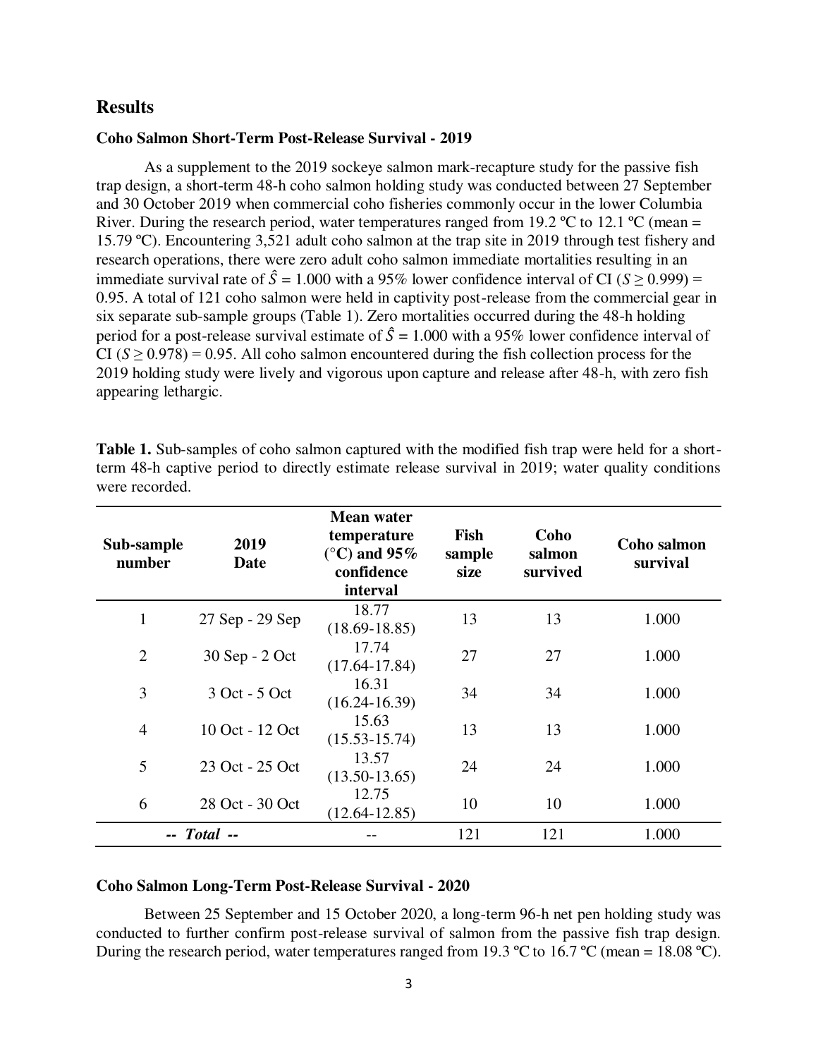## Results

### Coho Salmon Short-Term Post-Release Survival - 2019

As a supplement to the 2019 sockeye salmon mark-recapture study for the passive fish trap design, a short-term 48-h coho salmon holding study was conducted between 27 September and 30 October 2019 when commercial coho fisheries commonly occur in the lower Columbia River. During the research period, water temperatures ranged from 19.2 ºC to 12.1 ºC (mean = 15.79 ºC). Encountering 3,521 adult coho salmon at the trap site in 2019 through test fishery and research operations, there were zero adult coho salmon immediate mortalities resulting in an immediate survival rate of $\hat{S} = 1.000$ with a 95% lower confidence interval of CI ($S \geq 0.999$) = 0.95. A total of 121 coho salmon were held in captivity post-release from the commercial gear in six separate sub-sample groups (Table 1). Zero mortalities occurred during the 48-h holding period for a post-release survival estimate of $\hat{S} = 1.000$ with a 95% lower confidence interval of CI ($S \geq 0.978$) = 0.95. All coho salmon encountered during the fish collection process for the 2019 holding study were lively and vigorous upon capture and release after 48-h, with zero fish appearing lethargic.

**Table 1.** Sub-samples of coho salmon captured with the modified fish trap were held for a short-term 48-h captive period to directly estimate release survival in 2019; water quality conditions were recorded.

| Sub-sample number | 2019 Date | Mean water temperature (°C) and 95% confidence interval | Fish sample size | Coho salmon survived | Coho salmon survival |
|---|---|---|---|---|---|
| 1 | 27 Sep - 29 Sep | 18.77 (18.69-18.85) | 13 | 13 | 1.000 |
| 2 | 30 Sep - 2 Oct | 17.74 (17.64-17.84) | 27 | 27 | 1.000 |
| 3 | 3 Oct - 5 Oct | 16.31 (16.24-16.39) | 34 | 34 | 1.000 |
| 4 | 10 Oct - 12 Oct | 15.63 (15.53-15.74) | 13 | 13 | 1.000 |
| 5 | 23 Oct - 25 Oct | 13.57 (13.50-13.65) | 24 | 24 | 1.000 |
| 6 | 28 Oct - 30 Oct | 12.75 (12.64-12.85) | 10 | 10 | 1.000 |
| *-- Total --* | | -- | 121 | 121 | 1.000 |

### Coho Salmon Long-Term Post-Release Survival - 2020

Between 25 September and 15 October 2020, a long-term 96-h net pen holding study was conducted to further confirm post-release survival of salmon from the passive fish trap design. During the research period, water temperatures ranged from 19.3 ºC to 16.7 ºC (mean = 18.08 ºC).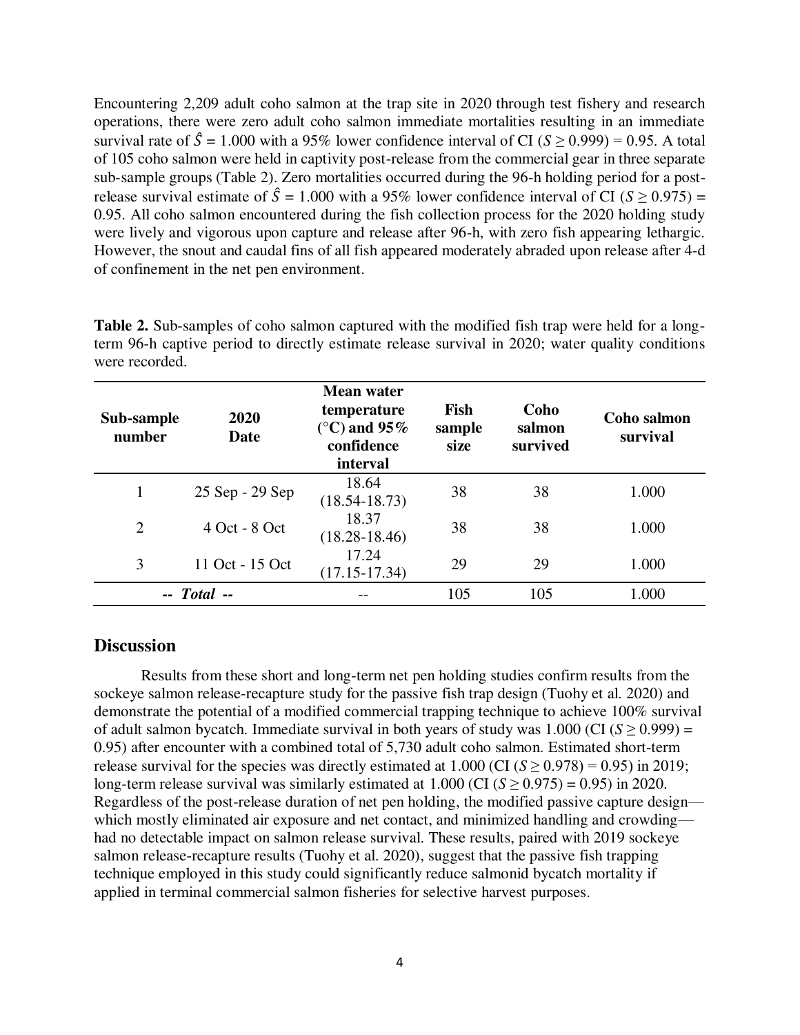Encountering 2,209 adult coho salmon at the trap site in 2020 through test fishery and research operations, there were zero adult coho salmon immediate mortalities resulting in an immediate survival rate of $\hat{S}$ = 1.000 with a 95% lower confidence interval of CI ($S \geq 0.999$) = 0.95. A total of 105 coho salmon were held in captivity post-release from the commercial gear in three separate sub-sample groups (Table 2). Zero mortalities occurred during the 96-h holding period for a post-release survival estimate of $\hat{S}$ = 1.000 with a 95% lower confidence interval of CI ($S \geq 0.975$) = 0.95. All coho salmon encountered during the fish collection process for the 2020 holding study were lively and vigorous upon capture and release after 96-h, with zero fish appearing lethargic. However, the snout and caudal fins of all fish appeared moderately abraded upon release after 4-d of confinement in the net pen environment.

**Table 2.** Sub-samples of coho salmon captured with the modified fish trap were held for a long-term 96-h captive period to directly estimate release survival in 2020; water quality conditions were recorded.

| Sub-sample number | 2020 Date | Mean water temperature (°C) and 95% confidence interval | Fish sample size | Coho salmon survived | Coho salmon survival |
|---|---|---|---|---|---|
| 1 | 25 Sep - 29 Sep | 18.64 (18.54-18.73) | 38 | 38 | 1.000 |
| 2 | 4 Oct - 8 Oct | 18.37 (18.28-18.46) | 38 | 38 | 1.000 |
| 3 | 11 Oct - 15 Oct | 17.24 (17.15-17.34) | 29 | 29 | 1.000 |
| *-- Total --* | | -- | 105 | 105 | 1.000 |

## Discussion

Results from these short and long-term net pen holding studies confirm results from the sockeye salmon release-recapture study for the passive fish trap design (Tuohy et al. 2020) and demonstrate the potential of a modified commercial trapping technique to achieve 100% survival of adult salmon bycatch. Immediate survival in both years of study was 1.000 (CI ($S \geq 0.999$) = 0.95) after encounter with a combined total of 5,730 adult coho salmon. Estimated short-term release survival for the species was directly estimated at 1.000 (CI ($S \geq 0.978$) = 0.95) in 2019; long-term release survival was similarly estimated at 1.000 (CI ($S \geq 0.975$) = 0.95) in 2020. Regardless of the post-release duration of net pen holding, the modified passive capture design—which mostly eliminated air exposure and net contact, and minimized handling and crowding—had no detectable impact on salmon release survival. These results, paired with 2019 sockeye salmon release-recapture results (Tuohy et al. 2020), suggest that the passive fish trapping technique employed in this study could significantly reduce salmonid bycatch mortality if applied in terminal commercial salmon fisheries for selective harvest purposes.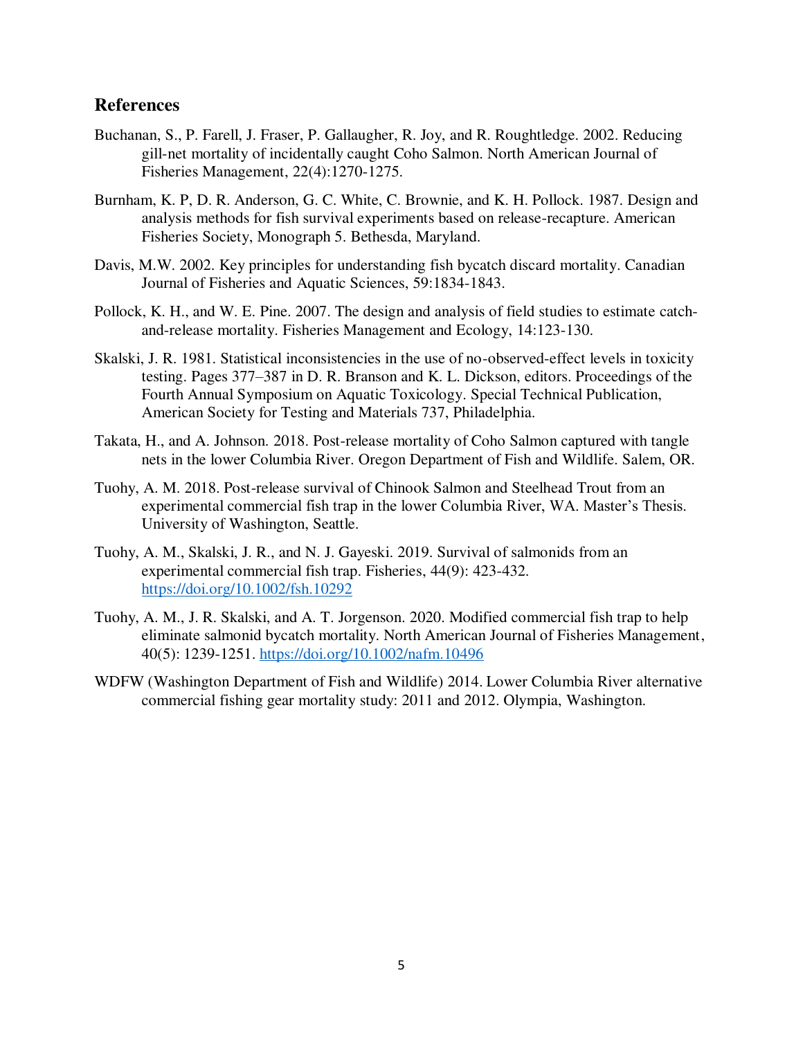## References

Buchanan, S., P. Farell, J. Fraser, P. Gallaugher, R. Joy, and R. Roughtledge. 2002. Reducing gill-net mortality of incidentally caught Coho Salmon. North American Journal of Fisheries Management, 22(4):1270-1275.

Burnham, K. P, D. R. Anderson, G. C. White, C. Brownie, and K. H. Pollock. 1987. Design and analysis methods for fish survival experiments based on release-recapture. American Fisheries Society, Monograph 5. Bethesda, Maryland.

Davis, M.W. 2002. Key principles for understanding fish bycatch discard mortality. Canadian Journal of Fisheries and Aquatic Sciences, 59:1834-1843.

Pollock, K. H., and W. E. Pine. 2007. The design and analysis of field studies to estimate catch-and-release mortality. Fisheries Management and Ecology, 14:123-130.

Skalski, J. R. 1981. Statistical inconsistencies in the use of no-observed-effect levels in toxicity testing. Pages 377–387 in D. R. Branson and K. L. Dickson, editors. Proceedings of the Fourth Annual Symposium on Aquatic Toxicology. Special Technical Publication, American Society for Testing and Materials 737, Philadelphia.

Takata, H., and A. Johnson. 2018. Post-release mortality of Coho Salmon captured with tangle nets in the lower Columbia River. Oregon Department of Fish and Wildlife. Salem, OR.

Tuohy, A. M. 2018. Post-release survival of Chinook Salmon and Steelhead Trout from an experimental commercial fish trap in the lower Columbia River, WA. Master's Thesis. University of Washington, Seattle.

Tuohy, A. M., Skalski, J. R., and N. J. Gayeski. 2019. Survival of salmonids from an experimental commercial fish trap. Fisheries, 44(9): 423-432. https://doi.org/10.1002/fsh.10292

Tuohy, A. M., J. R. Skalski, and A. T. Jorgenson. 2020. Modified commercial fish trap to help eliminate salmonid bycatch mortality. North American Journal of Fisheries Management, 40(5): 1239-1251. https://doi.org/10.1002/nafm.10496

WDFW (Washington Department of Fish and Wildlife) 2014. Lower Columbia River alternative commercial fishing gear mortality study: 2011 and 2012. Olympia, Washington.